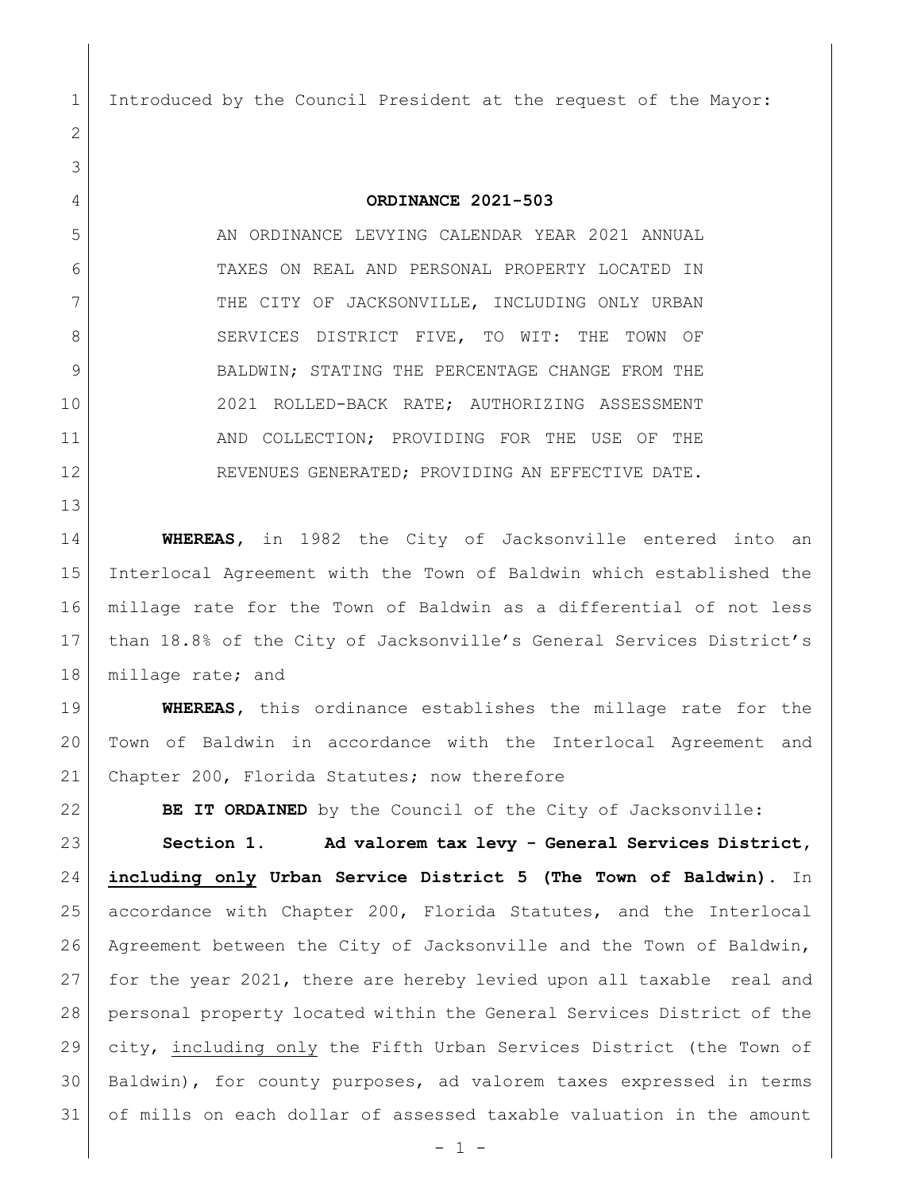Introduced by the Council President at the request of the Mayor:

**ORDINANCE 2021-503**

AN ORDINANCE LEVYING CALENDAR YEAR 2021 ANNUAL TAXES ON REAL AND PERSONAL PROPERTY LOCATED IN THE CITY OF JACKSONVILLE, INCLUDING ONLY URBAN SERVICES DISTRICT FIVE, TO WIT: THE TOWN OF BALDWIN; STATING THE PERCENTAGE CHANGE FROM THE 2021 ROLLED-BACK RATE; AUTHORIZING ASSESSMENT AND COLLECTION; PROVIDING FOR THE USE OF THE REVENUES GENERATED; PROVIDING AN EFFECTIVE DATE.

**WHEREAS**, in 1982 the City of Jacksonville entered into an Interlocal Agreement with the Town of Baldwin which established the millage rate for the Town of Baldwin as a differential of not less than 18.8% of the City of Jacksonville's General Services District's millage rate; and

**WHEREAS**, this ordinance establishes the millage rate for the Town of Baldwin in accordance with the Interlocal Agreement and Chapter 200, Florida Statutes; now therefore

**BE IT ORDAINED** by the Council of the City of Jacksonville:

**Section 1. Ad valorem tax levy - General Services District, <u>including only</u> Urban Service District 5 (The Town of Baldwin).** In accordance with Chapter 200, Florida Statutes, and the Interlocal Agreement between the City of Jacksonville and the Town of Baldwin, for the year 2021, there are hereby levied upon all taxable real and personal property located within the General Services District of the city, <u>including only</u> the Fifth Urban Services District (the Town of Baldwin), for county purposes, ad valorem taxes expressed in terms of mills on each dollar of assessed taxable valuation in the amount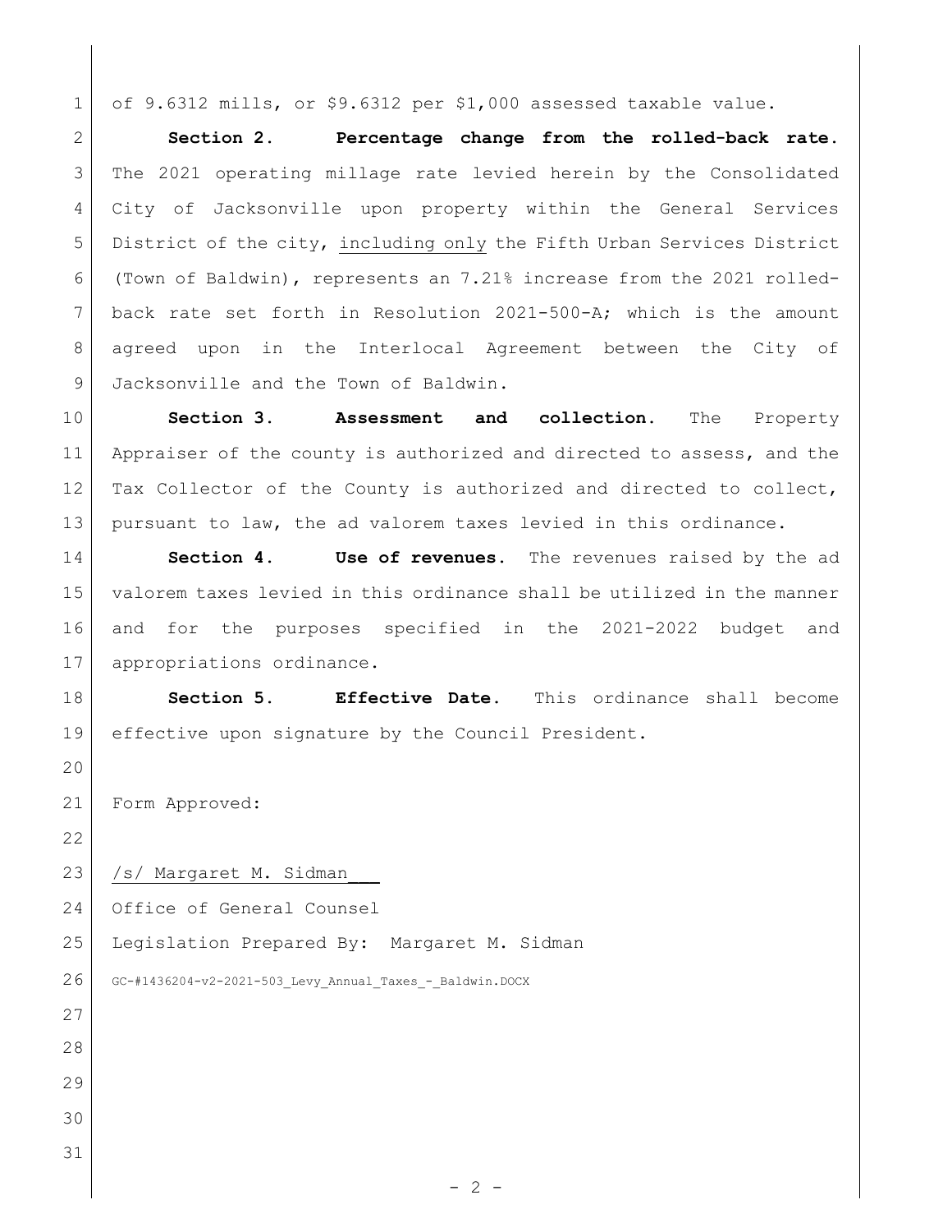of 9.6312 mills, or $9.6312 per $1,000 assessed taxable value.

**Section 2. Percentage change from the rolled-back rate.** The 2021 operating millage rate levied herein by the Consolidated City of Jacksonville upon property within the General Services District of the city, including only the Fifth Urban Services District (Town of Baldwin), represents an 7.21% increase from the 2021 rolled-back rate set forth in Resolution 2021-500-A; which is the amount agreed upon in the Interlocal Agreement between the City of Jacksonville and the Town of Baldwin.

**Section 3. Assessment and collection.** The Property Appraiser of the county is authorized and directed to assess, and the Tax Collector of the County is authorized and directed to collect, pursuant to law, the ad valorem taxes levied in this ordinance.

**Section 4. Use of revenues.** The revenues raised by the ad valorem taxes levied in this ordinance shall be utilized in the manner and for the purposes specified in the 2021-2022 budget and appropriations ordinance.

**Section 5. Effective Date.** This ordinance shall become effective upon signature by the Council President.

Form Approved:

/s/ Margaret M. Sidman

Office of General Counsel

Legislation Prepared By: Margaret M. Sidman

GC-#1436204-v2-2021-503_Levy_Annual_Taxes_-_Baldwin.DOCX